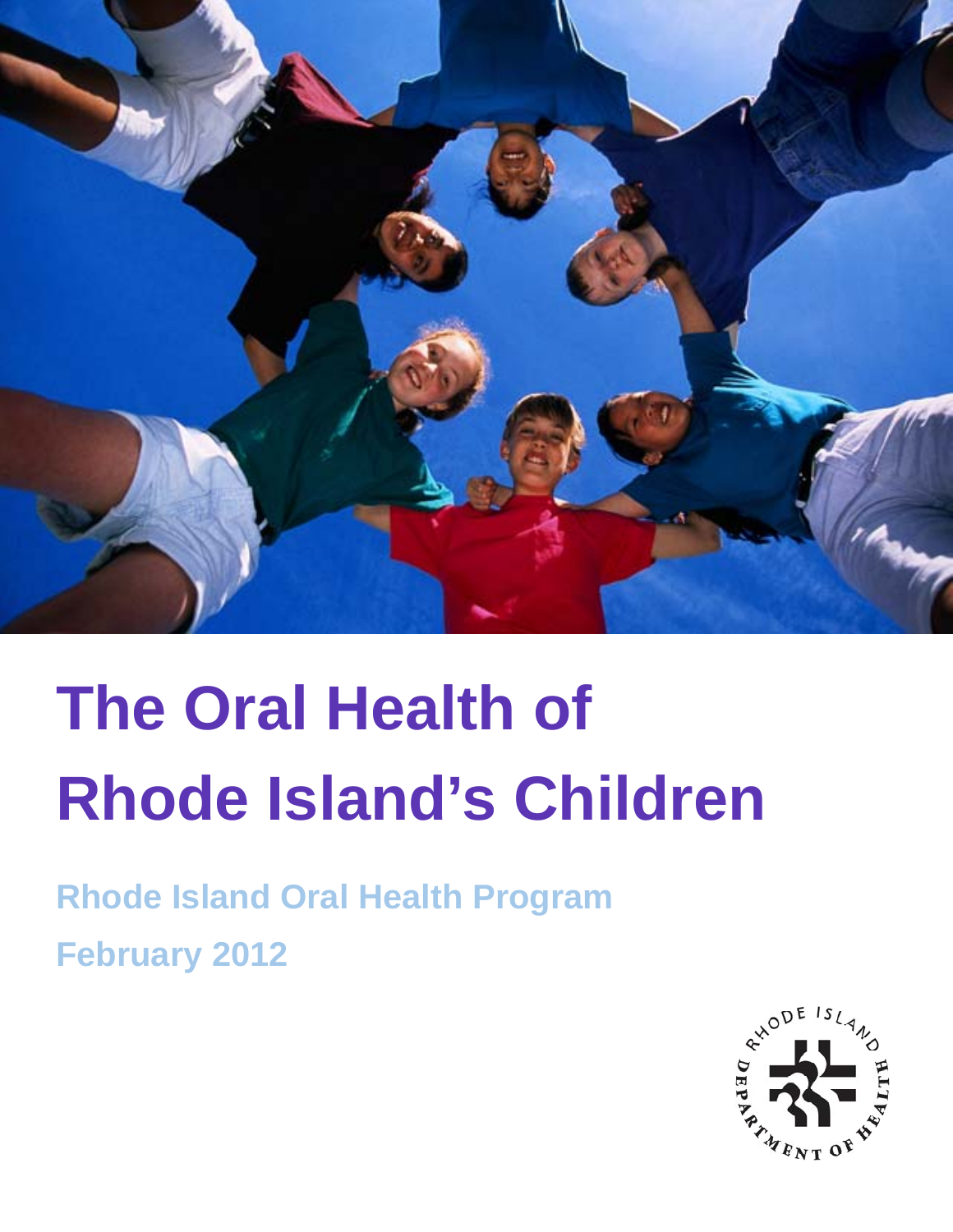# The Oral Health of Rhode Island's Children

**Rhode Island Oral Health Program**

**February 2012**

RHODE ISLAND DEPARTMENT OF HEALTH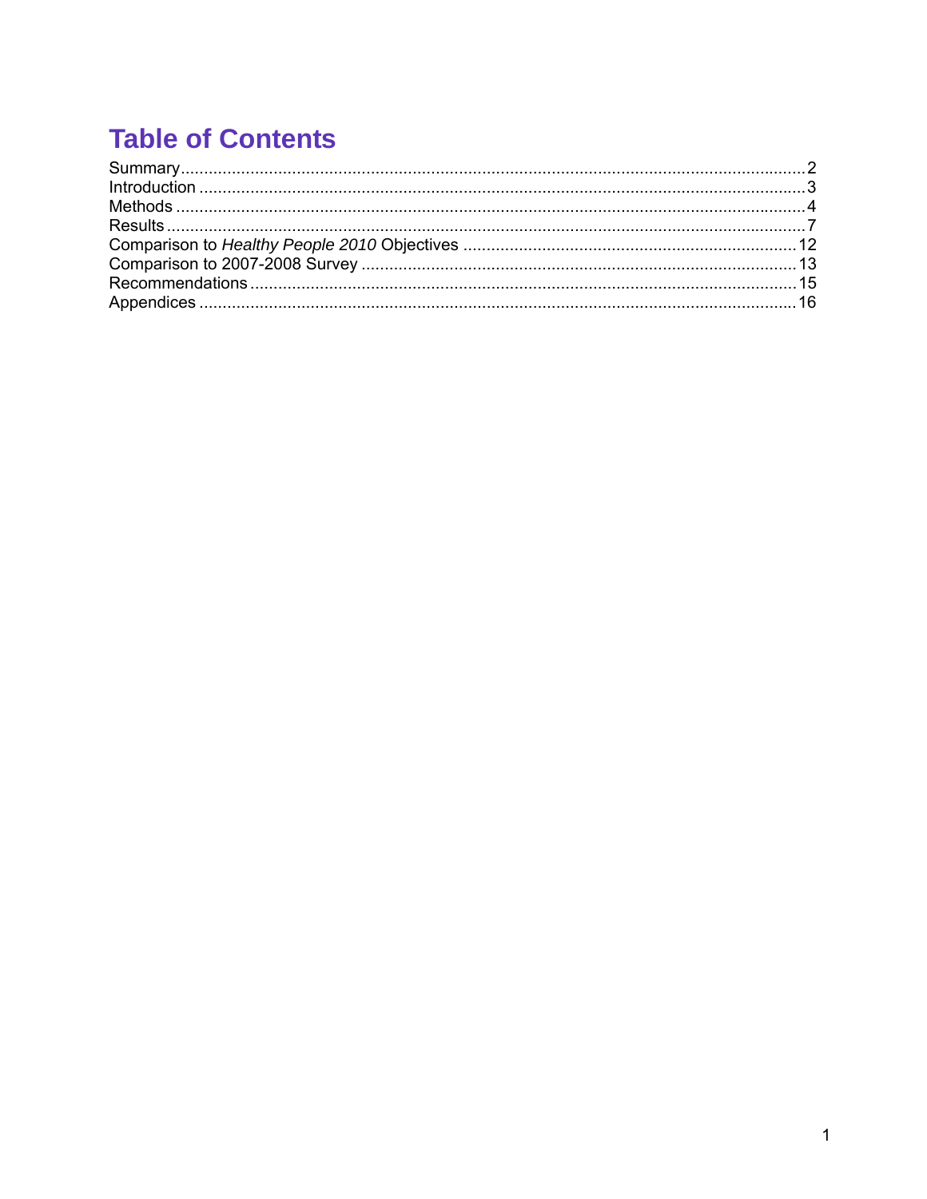# Table of Contents

Summary....................................................................................................2
Introduction ..............................................................................................3
Methods ....................................................................................................4
Results ......................................................................................................7
Comparison to *Healthy People 2010* Objectives ...................................12
Comparison to 2007-2008 Survey ..........................................................13
Recommendations ..................................................................................15
Appendices .............................................................................................16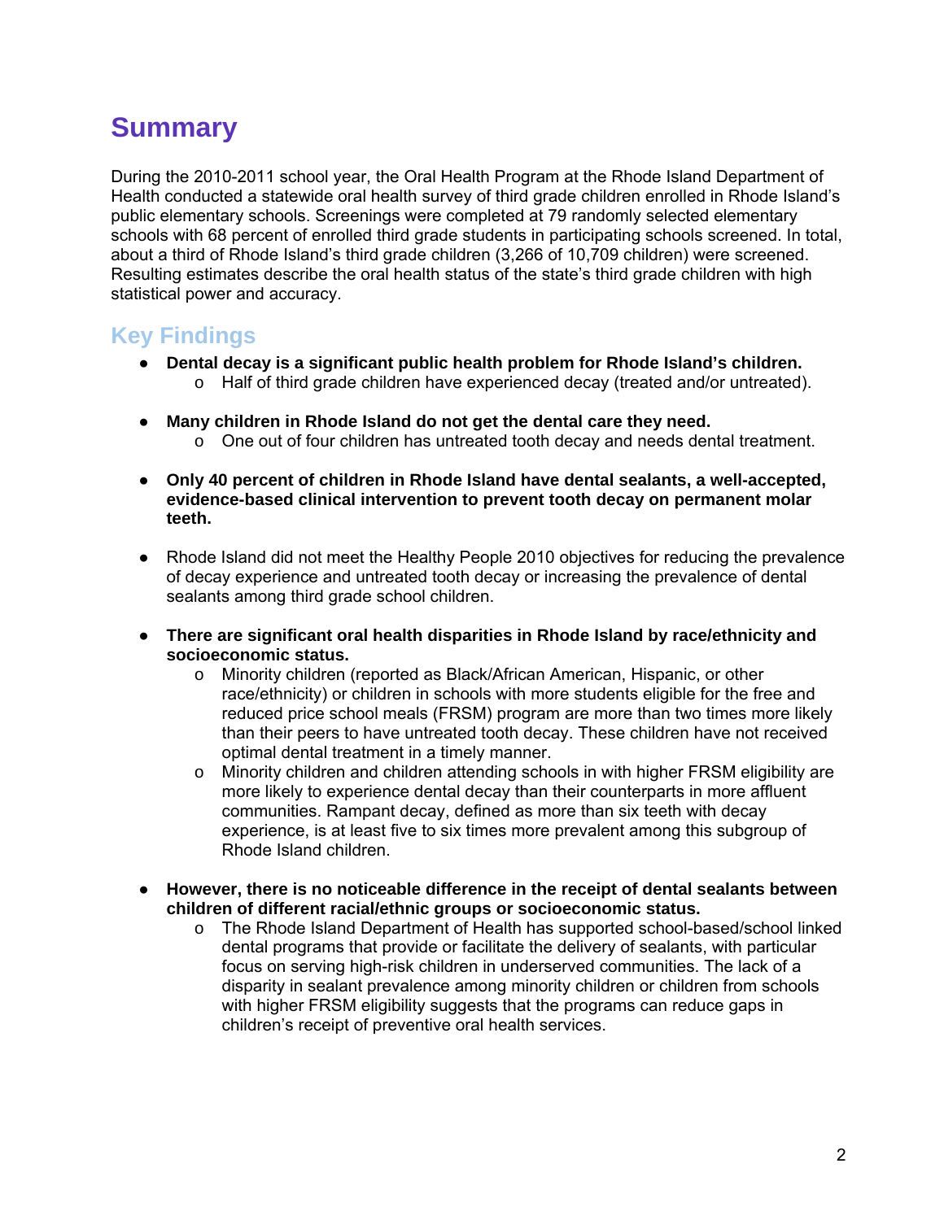# Summary

During the 2010-2011 school year, the Oral Health Program at the Rhode Island Department of Health conducted a statewide oral health survey of third grade children enrolled in Rhode Island's public elementary schools. Screenings were completed at 79 randomly selected elementary schools with 68 percent of enrolled third grade students in participating schools screened. In total, about a third of Rhode Island's third grade children (3,266 of 10,709 children) were screened. Resulting estimates describe the oral health status of the state's third grade children with high statistical power and accuracy.

## Key Findings

- **Dental decay is a significant public health problem for Rhode Island's children.**
  - Half of third grade children have experienced decay (treated and/or untreated).

- **Many children in Rhode Island do not get the dental care they need.**
  - One out of four children has untreated tooth decay and needs dental treatment.

- **Only 40 percent of children in Rhode Island have dental sealants, a well-accepted, evidence-based clinical intervention to prevent tooth decay on permanent molar teeth.**

- Rhode Island did not meet the Healthy People 2010 objectives for reducing the prevalence of decay experience and untreated tooth decay or increasing the prevalence of dental sealants among third grade school children.

- **There are significant oral health disparities in Rhode Island by race/ethnicity and socioeconomic status.**
  - Minority children (reported as Black/African American, Hispanic, or other race/ethnicity) or children in schools with more students eligible for the free and reduced price school meals (FRSM) program are more than two times more likely than their peers to have untreated tooth decay. These children have not received optimal dental treatment in a timely manner.
  - Minority children and children attending schools in with higher FRSM eligibility are more likely to experience dental decay than their counterparts in more affluent communities. Rampant decay, defined as more than six teeth with decay experience, is at least five to six times more prevalent among this subgroup of Rhode Island children.

- **However, there is no noticeable difference in the receipt of dental sealants between children of different racial/ethnic groups or socioeconomic status.**
  - The Rhode Island Department of Health has supported school-based/school linked dental programs that provide or facilitate the delivery of sealants, with particular focus on serving high-risk children in underserved communities. The lack of a disparity in sealant prevalence among minority children or children from schools with higher FRSM eligibility suggests that the programs can reduce gaps in children's receipt of preventive oral health services.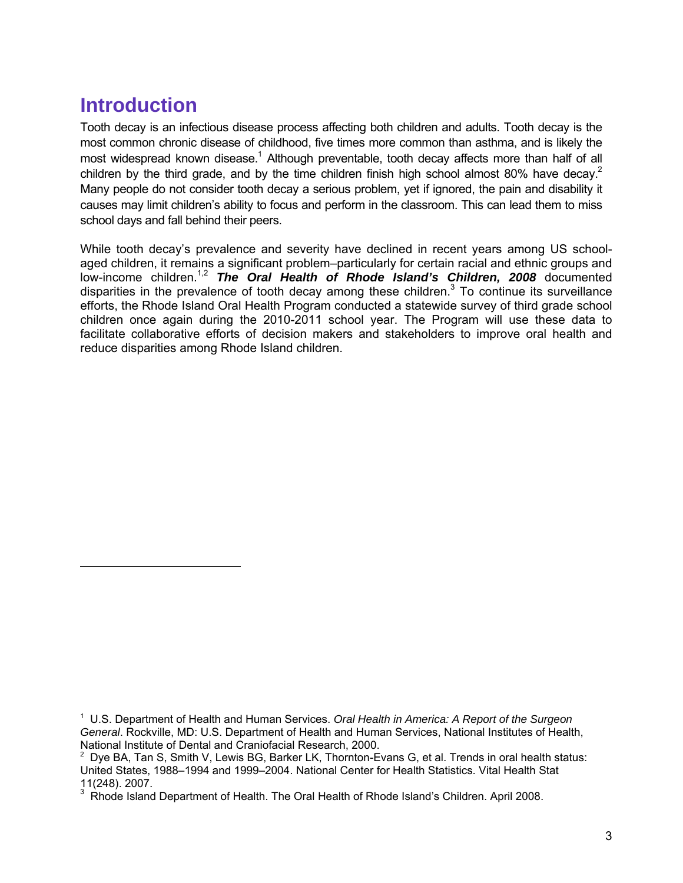# Introduction

Tooth decay is an infectious disease process affecting both children and adults. Tooth decay is the most common chronic disease of childhood, five times more common than asthma, and is likely the most widespread known disease.[1] Although preventable, tooth decay affects more than half of all children by the third grade, and by the time children finish high school almost 80% have decay.[2] Many people do not consider tooth decay a serious problem, yet if ignored, the pain and disability it causes may limit children's ability to focus and perform in the classroom. This can lead them to miss school days and fall behind their peers.

While tooth decay's prevalence and severity have declined in recent years among US school-aged children, it remains a significant problem–particularly for certain racial and ethnic groups and low-income children.[1,2] ***The Oral Health of Rhode Island's Children, 2008*** documented disparities in the prevalence of tooth decay among these children.[3] To continue its surveillance efforts, the Rhode Island Oral Health Program conducted a statewide survey of third grade school children once again during the 2010-2011 school year. The Program will use these data to facilitate collaborative efforts of decision makers and stakeholders to improve oral health and reduce disparities among Rhode Island children.

---

[1] U.S. Department of Health and Human Services. *Oral Health in America: A Report of the Surgeon General*. Rockville, MD: U.S. Department of Health and Human Services, National Institutes of Health, National Institute of Dental and Craniofacial Research, 2000.

[2] Dye BA, Tan S, Smith V, Lewis BG, Barker LK, Thornton-Evans G, et al. Trends in oral health status: United States, 1988–1994 and 1999–2004. National Center for Health Statistics. Vital Health Stat 11(248). 2007.

[3] Rhode Island Department of Health. The Oral Health of Rhode Island's Children. April 2008.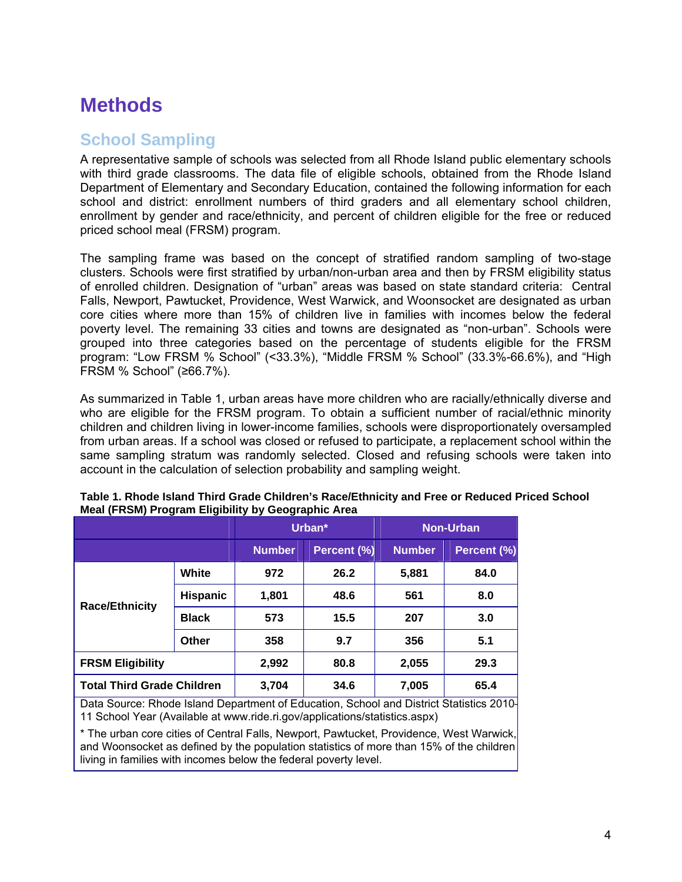# Methods

## School Sampling

A representative sample of schools was selected from all Rhode Island public elementary schools with third grade classrooms. The data file of eligible schools, obtained from the Rhode Island Department of Elementary and Secondary Education, contained the following information for each school and district: enrollment numbers of third graders and all elementary school children, enrollment by gender and race/ethnicity, and percent of children eligible for the free or reduced priced school meal (FRSM) program.

The sampling frame was based on the concept of stratified random sampling of two-stage clusters. Schools were first stratified by urban/non-urban area and then by FRSM eligibility status of enrolled children. Designation of "urban" areas was based on state standard criteria: Central Falls, Newport, Pawtucket, Providence, West Warwick, and Woonsocket are designated as urban core cities where more than 15% of children live in families with incomes below the federal poverty level. The remaining 33 cities and towns are designated as "non-urban". Schools were grouped into three categories based on the percentage of students eligible for the FRSM program: "Low FRSM % School" (<33.3%), "Middle FRSM % School" (33.3%-66.6%), and "High FRSM % School" (≥66.7%).

As summarized in Table 1, urban areas have more children who are racially/ethnically diverse and who are eligible for the FRSM program. To obtain a sufficient number of racial/ethnic minority children and children living in lower-income families, schools were disproportionately oversampled from urban areas. If a school was closed or refused to participate, a replacement school within the same sampling stratum was randomly selected. Closed and refusing schools were taken into account in the calculation of selection probability and sampling weight.

**Table 1. Rhode Island Third Grade Children's Race/Ethnicity and Free or Reduced Priced School Meal (FRSM) Program Eligibility by Geographic Area**

| | | Urban* | | Non-Urban | |
|---|---|---|---|---|---|
| | | Number | Percent (%) | Number | Percent (%) |
| Race/Ethnicity | White | 972 | 26.2 | 5,881 | 84.0 |
| | Hispanic | 1,801 | 48.6 | 561 | 8.0 |
| | Black | 573 | 15.5 | 207 | 3.0 |
| | Other | 358 | 9.7 | 356 | 5.1 |
| FRSM Eligibility | | 2,992 | 80.8 | 2,055 | 29.3 |
| Total Third Grade Children | | 3,704 | 34.6 | 7,005 | 65.4 |

Data Source: Rhode Island Department of Education, School and District Statistics 2010-11 School Year (Available at www.ride.ri.gov/applications/statistics.aspx)

* The urban core cities of Central Falls, Newport, Pawtucket, Providence, West Warwick, and Woonsocket as defined by the population statistics of more than 15% of the children living in families with incomes below the federal poverty level.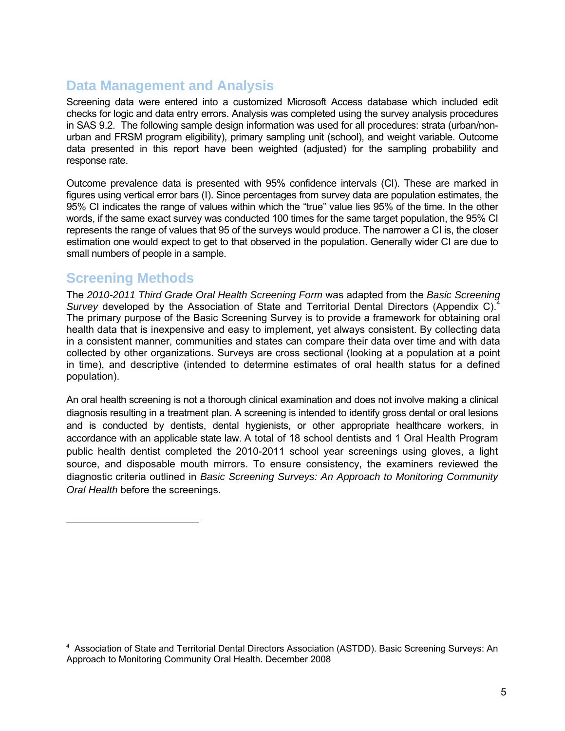## Data Management and Analysis

Screening data were entered into a customized Microsoft Access database which included edit checks for logic and data entry errors. Analysis was completed using the survey analysis procedures in SAS 9.2. The following sample design information was used for all procedures: strata (urban/non-urban and FRSM program eligibility), primary sampling unit (school), and weight variable. Outcome data presented in this report have been weighted (adjusted) for the sampling probability and response rate.

Outcome prevalence data is presented with 95% confidence intervals (CI). These are marked in figures using vertical error bars (I). Since percentages from survey data are population estimates, the 95% CI indicates the range of values within which the "true" value lies 95% of the time. In the other words, if the same exact survey was conducted 100 times for the same target population, the 95% CI represents the range of values that 95 of the surveys would produce. The narrower a CI is, the closer estimation one would expect to get to that observed in the population. Generally wider CI are due to small numbers of people in a sample.

## Screening Methods

The *2010-2011 Third Grade Oral Health Screening Form* was adapted from the *Basic Screening Survey* developed by the Association of State and Territorial Dental Directors (Appendix C).[4] The primary purpose of the Basic Screening Survey is to provide a framework for obtaining oral health data that is inexpensive and easy to implement, yet always consistent. By collecting data in a consistent manner, communities and states can compare their data over time and with data collected by other organizations. Surveys are cross sectional (looking at a population at a point in time), and descriptive (intended to determine estimates of oral health status for a defined population).

An oral health screening is not a thorough clinical examination and does not involve making a clinical diagnosis resulting in a treatment plan. A screening is intended to identify gross dental or oral lesions and is conducted by dentists, dental hygienists, or other appropriate healthcare workers, in accordance with an applicable state law. A total of 18 school dentists and 1 Oral Health Program public health dentist completed the 2010-2011 school year screenings using gloves, a light source, and disposable mouth mirrors. To ensure consistency, the examiners reviewed the diagnostic criteria outlined in *Basic Screening Surveys: An Approach to Monitoring Community Oral Health* before the screenings.

---

[4] Association of State and Territorial Dental Directors Association (ASTDD). Basic Screening Surveys: An Approach to Monitoring Community Oral Health. December 2008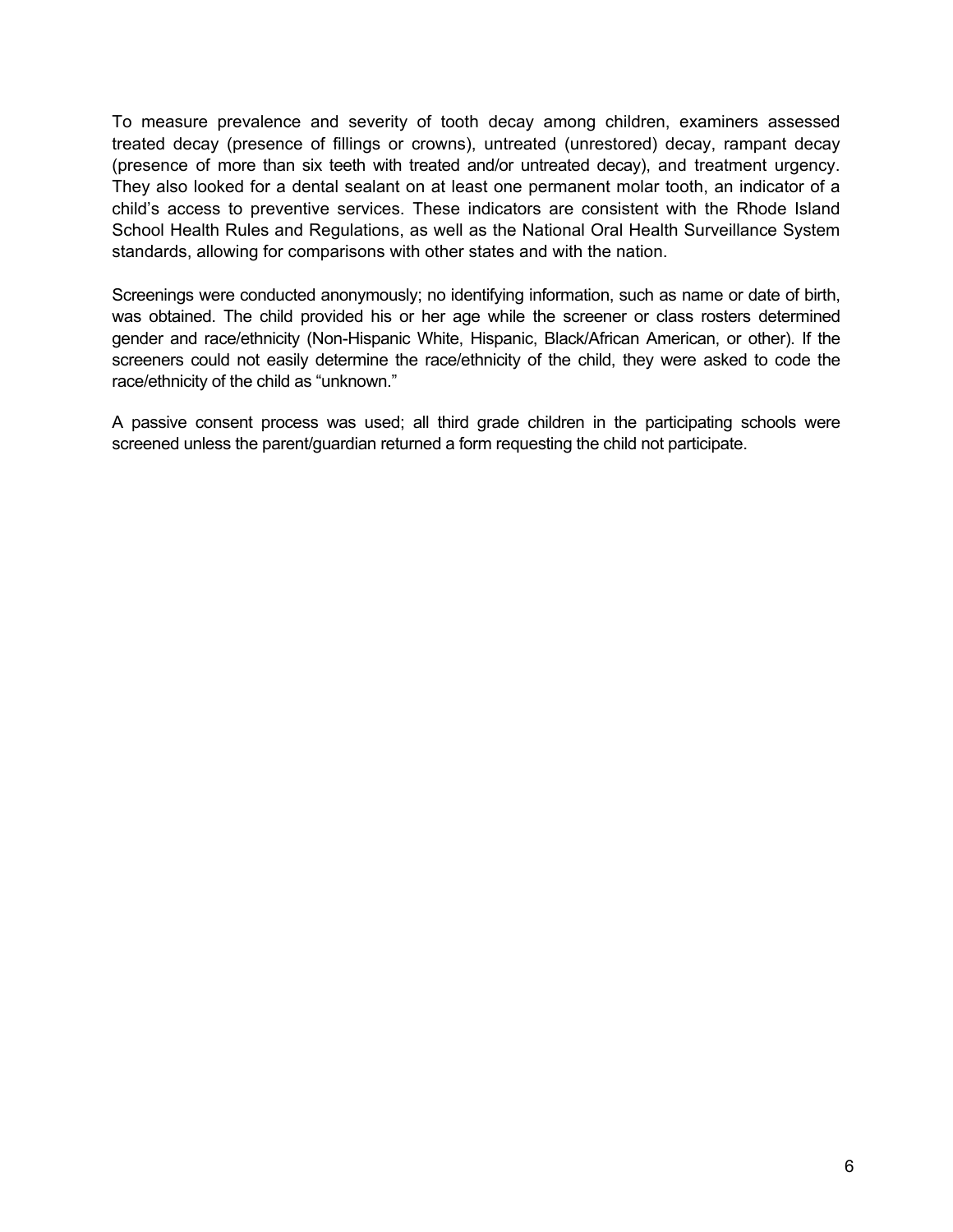To measure prevalence and severity of tooth decay among children, examiners assessed treated decay (presence of fillings or crowns), untreated (unrestored) decay, rampant decay (presence of more than six teeth with treated and/or untreated decay), and treatment urgency. They also looked for a dental sealant on at least one permanent molar tooth, an indicator of a child's access to preventive services. These indicators are consistent with the Rhode Island School Health Rules and Regulations, as well as the National Oral Health Surveillance System standards, allowing for comparisons with other states and with the nation.

Screenings were conducted anonymously; no identifying information, such as name or date of birth, was obtained. The child provided his or her age while the screener or class rosters determined gender and race/ethnicity (Non-Hispanic White, Hispanic, Black/African American, or other). If the screeners could not easily determine the race/ethnicity of the child, they were asked to code the race/ethnicity of the child as "unknown."

A passive consent process was used; all third grade children in the participating schools were screened unless the parent/guardian returned a form requesting the child not participate.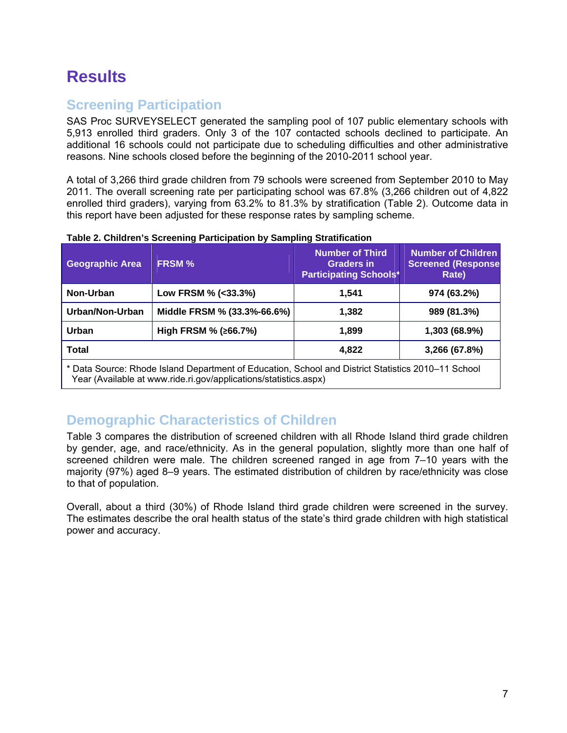# Results

## Screening Participation

SAS Proc SURVEYSELECT generated the sampling pool of 107 public elementary schools with 5,913 enrolled third graders. Only 3 of the 107 contacted schools declined to participate. An additional 16 schools could not participate due to scheduling difficulties and other administrative reasons. Nine schools closed before the beginning of the 2010-2011 school year.

A total of 3,266 third grade children from 79 schools were screened from September 2010 to May 2011. The overall screening rate per participating school was 67.8% (3,266 children out of 4,822 enrolled third graders), varying from 63.2% to 81.3% by stratification (Table 2). Outcome data in this report have been adjusted for these response rates by sampling scheme.

**Table 2. Children's Screening Participation by Sampling Stratification**

| Geographic Area | FRSM % | Number of Third Graders in Participating Schools* | Number of Children Screened (Response Rate) |
|---|---|---|---|
| **Non-Urban** | **Low FRSM % (<33.3%)** | **1,541** | **974 (63.2%)** |
| **Urban/Non-Urban** | **Middle FRSM % (33.3%-66.6%)** | **1,382** | **989 (81.3%)** |
| **Urban** | **High FRSM % (≥66.7%)** | **1,899** | **1,303 (68.9%)** |
| **Total** | | **4,822** | **3,266 (67.8%)** |

* Data Source: Rhode Island Department of Education, School and District Statistics 2010–11 School Year (Available at www.ride.ri.gov/applications/statistics.aspx)

## Demographic Characteristics of Children

Table 3 compares the distribution of screened children with all Rhode Island third grade children by gender, age, and race/ethnicity. As in the general population, slightly more than one half of screened children were male. The children screened ranged in age from 7–10 years with the majority (97%) aged 8–9 years. The estimated distribution of children by race/ethnicity was close to that of population.

Overall, about a third (30%) of Rhode Island third grade children were screened in the survey. The estimates describe the oral health status of the state's third grade children with high statistical power and accuracy.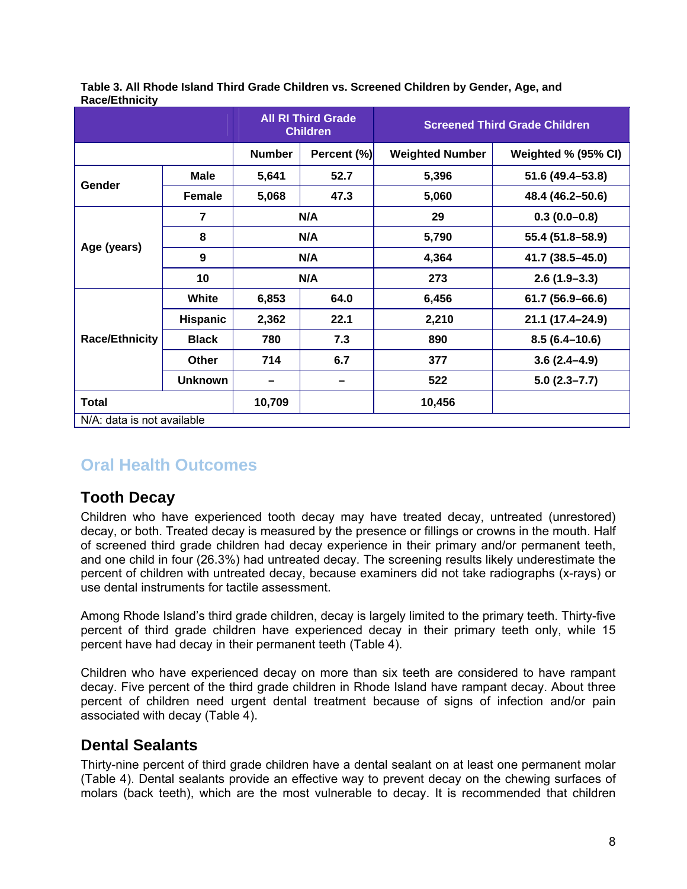**Table 3. All Rhode Island Third Grade Children vs. Screened Children by Gender, Age, and Race/Ethnicity**

| | | All RI Third Grade Children | | Screened Third Grade Children | |
|---|---|---|---|---|---|
| | | Number | Percent (%) | Weighted Number | Weighted % (95% CI) |
| Gender | Male | 5,641 | 52.7 | 5,396 | 51.6 (49.4–53.8) |
| | Female | 5,068 | 47.3 | 5,060 | 48.4 (46.2–50.6) |
| Age (years) | 7 | N/A | | 29 | 0.3 (0.0–0.8) |
| | 8 | N/A | | 5,790 | 55.4 (51.8–58.9) |
| | 9 | N/A | | 4,364 | 41.7 (38.5–45.0) |
| | 10 | N/A | | 273 | 2.6 (1.9–3.3) |
| Race/Ethnicity | White | 6,853 | 64.0 | 6,456 | 61.7 (56.9–66.6) |
| | Hispanic | 2,362 | 22.1 | 2,210 | 21.1 (17.4–24.9) |
| | Black | 780 | 7.3 | 890 | 8.5 (6.4–10.6) |
| | Other | 714 | 6.7 | 377 | 3.6 (2.4–4.9) |
| | Unknown | – | – | 522 | 5.0 (2.3–7.7) |
| Total | | 10,709 | | 10,456 | |

N/A: data is not available

## Oral Health Outcomes

### Tooth Decay

Children who have experienced tooth decay may have treated decay, untreated (unrestored) decay, or both. Treated decay is measured by the presence or fillings or crowns in the mouth. Half of screened third grade children had decay experience in their primary and/or permanent teeth, and one child in four (26.3%) had untreated decay. The screening results likely underestimate the percent of children with untreated decay, because examiners did not take radiographs (x-rays) or use dental instruments for tactile assessment.

Among Rhode Island's third grade children, decay is largely limited to the primary teeth. Thirty-five percent of third grade children have experienced decay in their primary teeth only, while 15 percent have had decay in their permanent teeth (Table 4).

Children who have experienced decay on more than six teeth are considered to have rampant decay. Five percent of the third grade children in Rhode Island have rampant decay. About three percent of children need urgent dental treatment because of signs of infection and/or pain associated with decay (Table 4).

### Dental Sealants

Thirty-nine percent of third grade children have a dental sealant on at least one permanent molar (Table 4). Dental sealants provide an effective way to prevent decay on the chewing surfaces of molars (back teeth), which are the most vulnerable to decay. It is recommended that children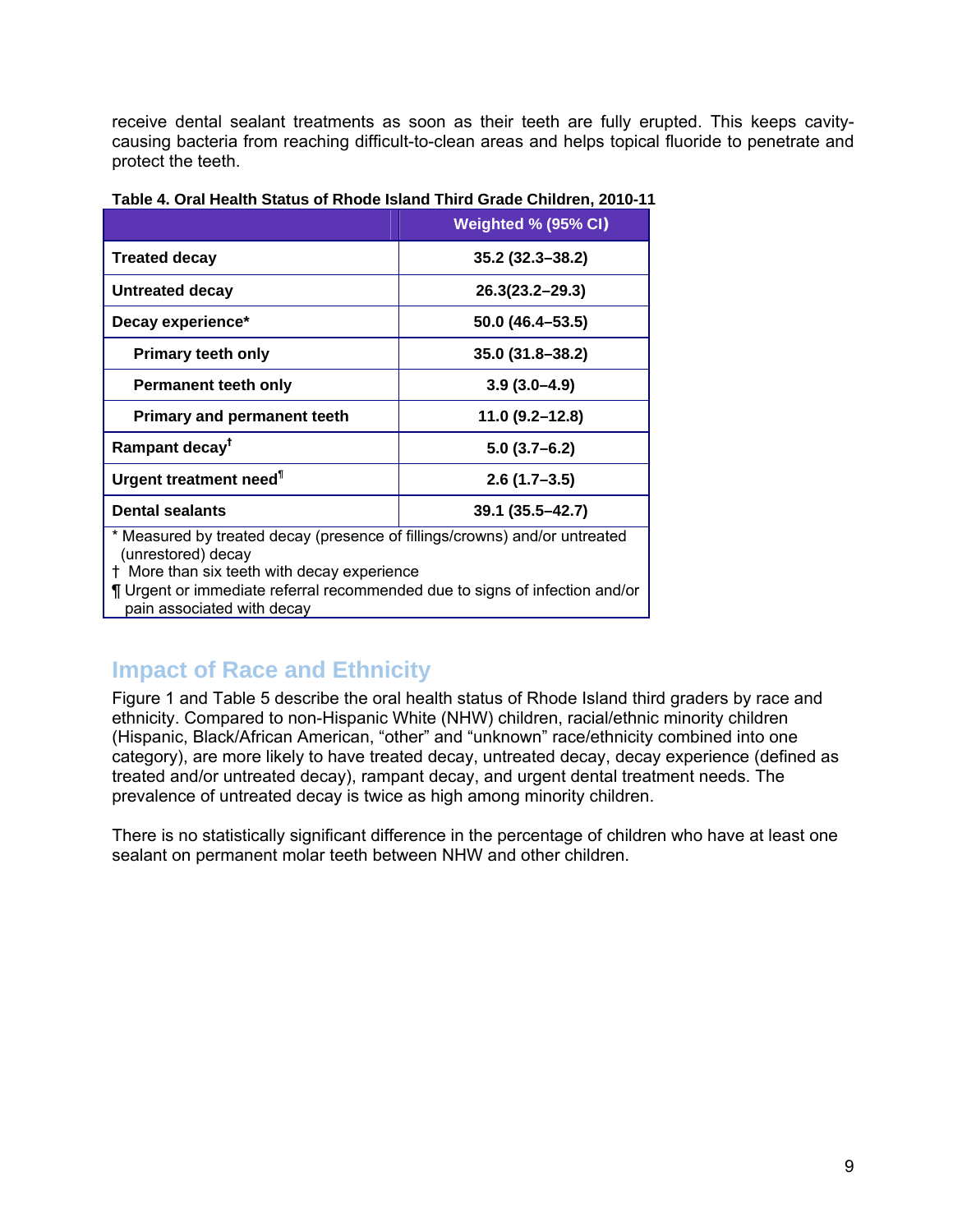receive dental sealant treatments as soon as their teeth are fully erupted. This keeps cavity-causing bacteria from reaching difficult-to-clean areas and helps topical fluoride to penetrate and protect the teeth.

**Table 4. Oral Health Status of Rhode Island Third Grade Children, 2010-11**

| | Weighted % (95% CI) |
|---|---|
| **Treated decay** | **35.2 (32.3–38.2)** |
| **Untreated decay** | **26.3(23.2–29.3)** |
| **Decay experience*** | **50.0 (46.4–53.5)** |
| **Primary teeth only** | **35.0 (31.8–38.2)** |
| **Permanent teeth only** | **3.9 (3.0–4.9)** |
| **Primary and permanent teeth** | **11.0 (9.2–12.8)** |
| **Rampant decay†** | **5.0 (3.7–6.2)** |
| **Urgent treatment need¶** | **2.6 (1.7–3.5)** |
| **Dental sealants** | **39.1 (35.5–42.7)** |

\* Measured by treated decay (presence of fillings/crowns) and/or untreated (unrestored) decay
† More than six teeth with decay experience
¶ Urgent or immediate referral recommended due to signs of infection and/or pain associated with decay

## Impact of Race and Ethnicity

Figure 1 and Table 5 describe the oral health status of Rhode Island third graders by race and ethnicity. Compared to non-Hispanic White (NHW) children, racial/ethnic minority children (Hispanic, Black/African American, "other" and "unknown" race/ethnicity combined into one category), are more likely to have treated decay, untreated decay, decay experience (defined as treated and/or untreated decay), rampant decay, and urgent dental treatment needs. The prevalence of untreated decay is twice as high among minority children.

There is no statistically significant difference in the percentage of children who have at least one sealant on permanent molar teeth between NHW and other children.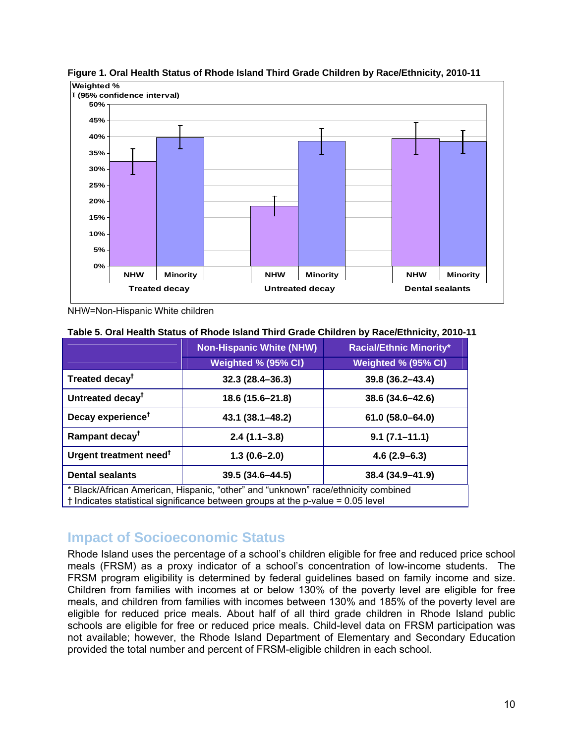**Figure 1. Oral Health Status of Rhode Island Third Grade Children by Race/Ethnicity, 2010-11**

NHW=Non-Hispanic White children

**Table 5. Oral Health Status of Rhode Island Third Grade Children by Race/Ethnicity, 2010-11**

| | Non-Hispanic White (NHW) | Racial/Ethnic Minority* |
|---|---|---|
| | Weighted % (95% CI) | Weighted % (95% CI) |
| Treated decay† | 32.3 (28.4–36.3) | 39.8 (36.2–43.4) |
| Untreated decay† | 18.6 (15.6–21.8) | 38.6 (34.6–42.6) |
| Decay experience† | 43.1 (38.1–48.2) | 61.0 (58.0–64.0) |
| Rampant decay† | 2.4 (1.1–3.8) | 9.1 (7.1–11.1) |
| Urgent treatment need† | 1.3 (0.6–2.0) | 4.6 (2.9–6.3) |
| Dental sealants | 39.5 (34.6–44.5) | 38.4 (34.9–41.9) |

\* Black/African American, Hispanic, "other" and "unknown" race/ethnicity combined
† Indicates statistical significance between groups at the p-value = 0.05 level

## Impact of Socioeconomic Status

Rhode Island uses the percentage of a school's children eligible for free and reduced price school meals (FRSM) as a proxy indicator of a school's concentration of low-income students. The FRSM program eligibility is determined by federal guidelines based on family income and size. Children from families with incomes at or below 130% of the poverty level are eligible for free meals, and children from families with incomes between 130% and 185% of the poverty level are eligible for reduced price meals. About half of all third grade children in Rhode Island public schools are eligible for free or reduced price meals. Child-level data on FRSM participation was not available; however, the Rhode Island Department of Elementary and Secondary Education provided the total number and percent of FRSM-eligible children in each school.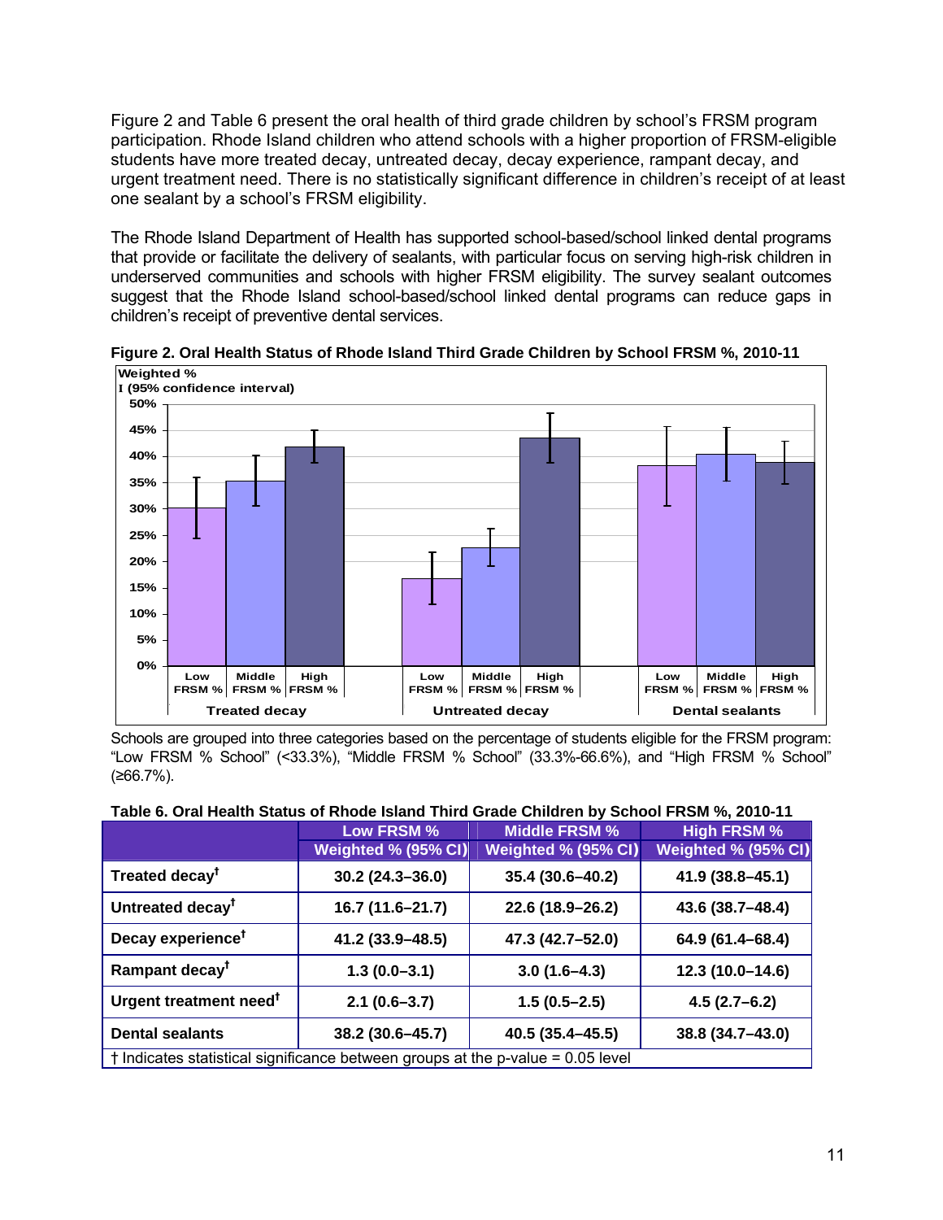Figure 2 and Table 6 present the oral health of third grade children by school's FRSM program participation. Rhode Island children who attend schools with a higher proportion of FRSM-eligible students have more treated decay, untreated decay, decay experience, rampant decay, and urgent treatment need. There is no statistically significant difference in children's receipt of at least one sealant by a school's FRSM eligibility.

The Rhode Island Department of Health has supported school-based/school linked dental programs that provide or facilitate the delivery of sealants, with particular focus on serving high-risk children in underserved communities and schools with higher FRSM eligibility. The survey sealant outcomes suggest that the Rhode Island school-based/school linked dental programs can reduce gaps in children's receipt of preventive dental services.

**Figure 2. Oral Health Status of Rhode Island Third Grade Children by School FRSM %, 2010-11**

Schools are grouped into three categories based on the percentage of students eligible for the FRSM program: "Low FRSM % School" (<33.3%), "Middle FRSM % School" (33.3%-66.6%), and "High FRSM % School" (≥66.7%).

**Table 6. Oral Health Status of Rhode Island Third Grade Children by School FRSM %, 2010-11**

| | Low FRSM % Weighted % (95% CI) | Middle FRSM % Weighted % (95% CI) | High FRSM % Weighted % (95% CI) |
|---|---|---|---|
| Treated decay† | 30.2 (24.3–36.0) | 35.4 (30.6–40.2) | 41.9 (38.8–45.1) |
| Untreated decay† | 16.7 (11.6–21.7) | 22.6 (18.9–26.2) | 43.6 (38.7–48.4) |
| Decay experience† | 41.2 (33.9–48.5) | 47.3 (42.7–52.0) | 64.9 (61.4–68.4) |
| Rampant decay† | 1.3 (0.0–3.1) | 3.0 (1.6–4.3) | 12.3 (10.0–14.6) |
| Urgent treatment need† | 2.1 (0.6–3.7) | 1.5 (0.5–2.5) | 4.5 (2.7–6.2) |
| Dental sealants | 38.2 (30.6–45.7) | 40.5 (35.4–45.5) | 38.8 (34.7–43.0) |

† Indicates statistical significance between groups at the p-value = 0.05 level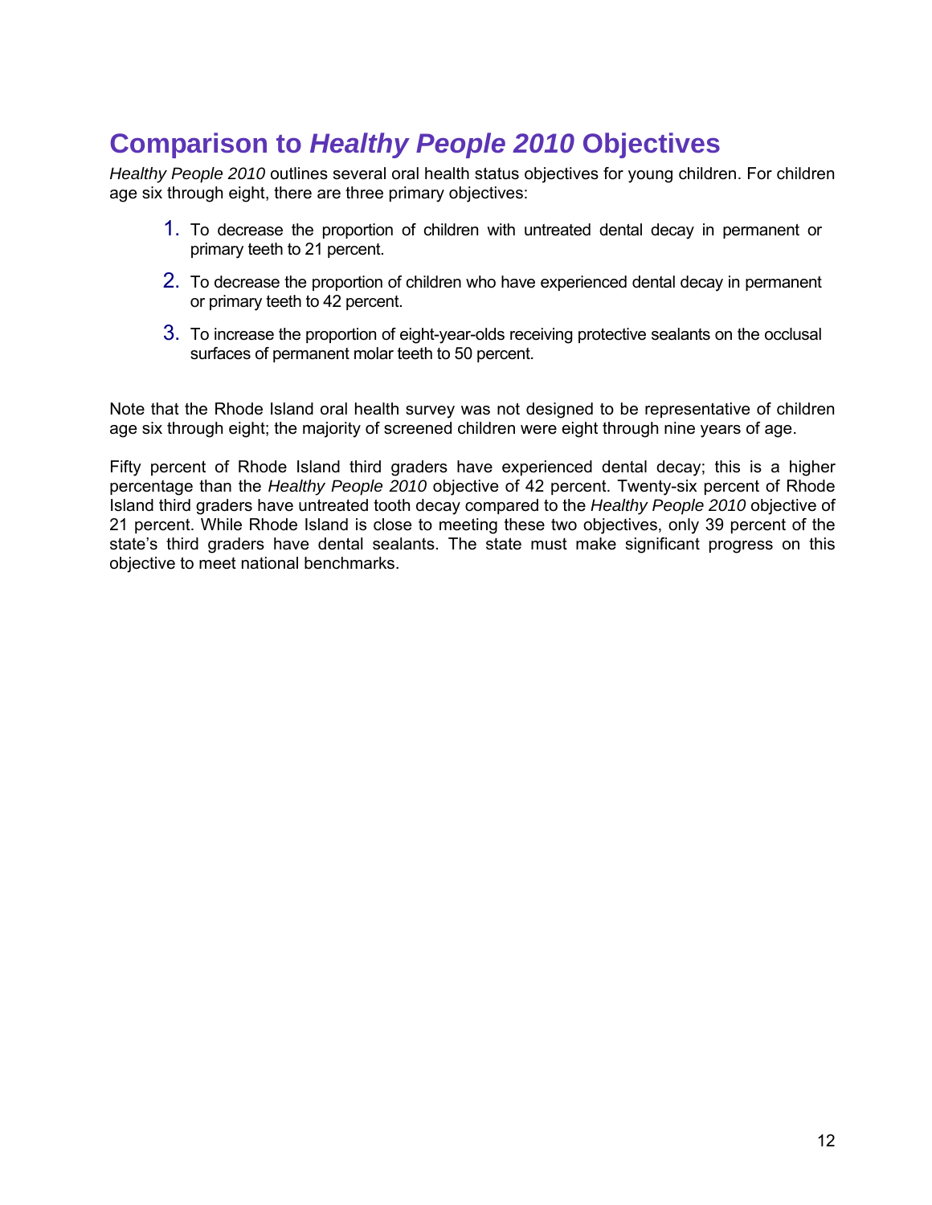## Comparison to *Healthy People 2010* Objectives

*Healthy People 2010* outlines several oral health status objectives for young children. For children age six through eight, there are three primary objectives:

1. To decrease the proportion of children with untreated dental decay in permanent or primary teeth to 21 percent.
2. To decrease the proportion of children who have experienced dental decay in permanent or primary teeth to 42 percent.
3. To increase the proportion of eight-year-olds receiving protective sealants on the occlusal surfaces of permanent molar teeth to 50 percent.

Note that the Rhode Island oral health survey was not designed to be representative of children age six through eight; the majority of screened children were eight through nine years of age.

Fifty percent of Rhode Island third graders have experienced dental decay; this is a higher percentage than the *Healthy People 2010* objective of 42 percent. Twenty-six percent of Rhode Island third graders have untreated tooth decay compared to the *Healthy People 2010* objective of 21 percent. While Rhode Island is close to meeting these two objectives, only 39 percent of the state's third graders have dental sealants. The state must make significant progress on this objective to meet national benchmarks.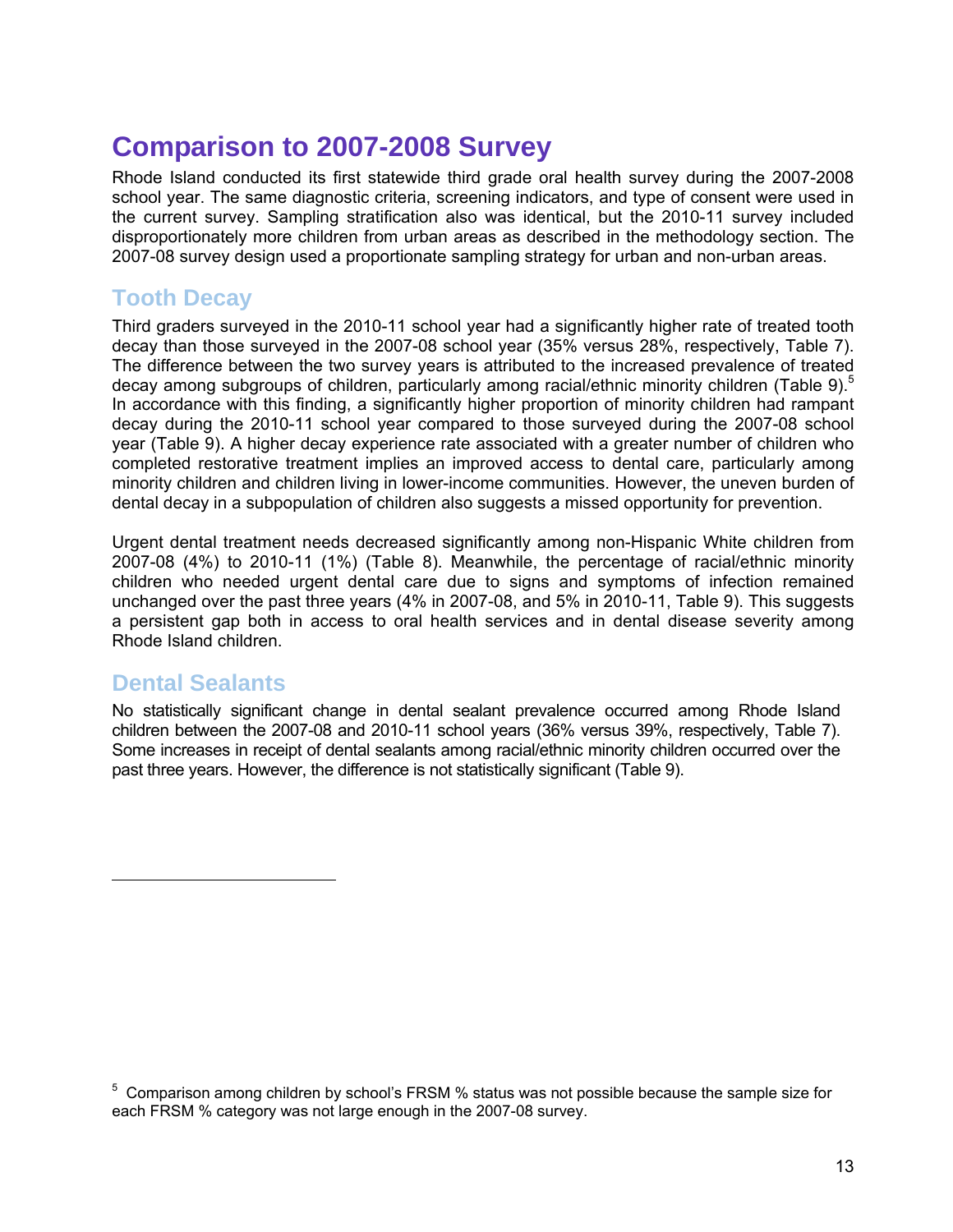# Comparison to 2007-2008 Survey

Rhode Island conducted its first statewide third grade oral health survey during the 2007-2008 school year. The same diagnostic criteria, screening indicators, and type of consent were used in the current survey. Sampling stratification also was identical, but the 2010-11 survey included disproportionately more children from urban areas as described in the methodology section. The 2007-08 survey design used a proportionate sampling strategy for urban and non-urban areas.

## Tooth Decay

Third graders surveyed in the 2010-11 school year had a significantly higher rate of treated tooth decay than those surveyed in the 2007-08 school year (35% versus 28%, respectively, Table 7). The difference between the two survey years is attributed to the increased prevalence of treated decay among subgroups of children, particularly among racial/ethnic minority children (Table 9).[5] In accordance with this finding, a significantly higher proportion of minority children had rampant decay during the 2010-11 school year compared to those surveyed during the 2007-08 school year (Table 9). A higher decay experience rate associated with a greater number of children who completed restorative treatment implies an improved access to dental care, particularly among minority children and children living in lower-income communities. However, the uneven burden of dental decay in a subpopulation of children also suggests a missed opportunity for prevention.

Urgent dental treatment needs decreased significantly among non-Hispanic White children from 2007-08 (4%) to 2010-11 (1%) (Table 8). Meanwhile, the percentage of racial/ethnic minority children who needed urgent dental care due to signs and symptoms of infection remained unchanged over the past three years (4% in 2007-08, and 5% in 2010-11, Table 9). This suggests a persistent gap both in access to oral health services and in dental disease severity among Rhode Island children.

## Dental Sealants

No statistically significant change in dental sealant prevalence occurred among Rhode Island children between the 2007-08 and 2010-11 school years (36% versus 39%, respectively, Table 7). Some increases in receipt of dental sealants among racial/ethnic minority children occurred over the past three years. However, the difference is not statistically significant (Table 9).

---

[5] Comparison among children by school's FRSM % status was not possible because the sample size for each FRSM % category was not large enough in the 2007-08 survey.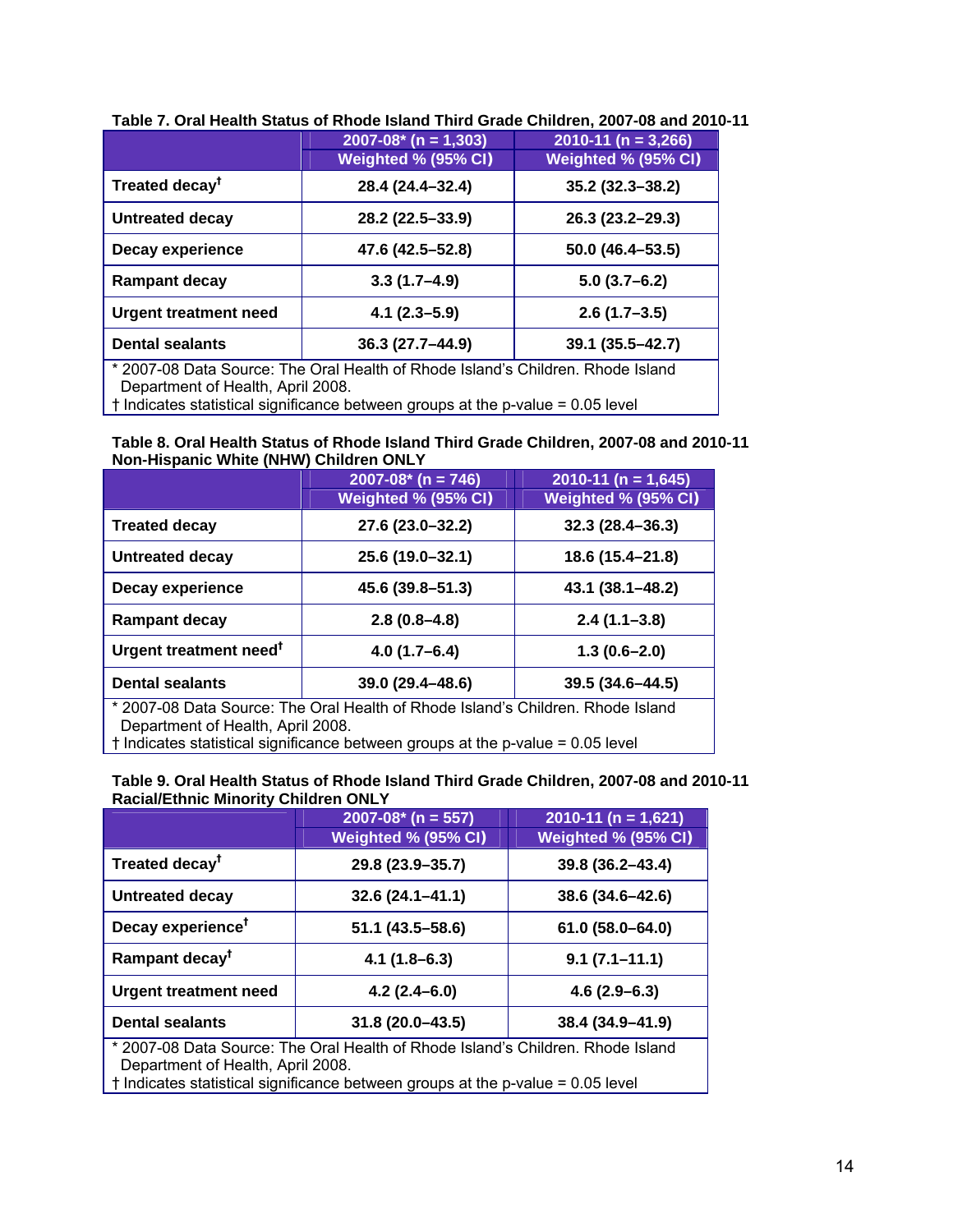**Table 7. Oral Health Status of Rhode Island Third Grade Children, 2007-08 and 2010-11**

| | 2007-08* (n = 1,303) Weighted % (95% CI) | 2010-11 (n = 3,266) Weighted % (95% CI) |
|---|---|---|
| Treated decay† | 28.4 (24.4–32.4) | 35.2 (32.3–38.2) |
| Untreated decay | 28.2 (22.5–33.9) | 26.3 (23.2–29.3) |
| Decay experience | 47.6 (42.5–52.8) | 50.0 (46.4–53.5) |
| Rampant decay | 3.3 (1.7–4.9) | 5.0 (3.7–6.2) |
| Urgent treatment need | 4.1 (2.3–5.9) | 2.6 (1.7–3.5) |
| Dental sealants | 36.3 (27.7–44.9) | 39.1 (35.5–42.7) |

\* 2007-08 Data Source: The Oral Health of Rhode Island's Children. Rhode Island Department of Health, April 2008.
† Indicates statistical significance between groups at the p-value = 0.05 level

**Table 8. Oral Health Status of Rhode Island Third Grade Children, 2007-08 and 2010-11 Non-Hispanic White (NHW) Children ONLY**

| | 2007-08* (n = 746) Weighted % (95% CI) | 2010-11 (n = 1,645) Weighted % (95% CI) |
|---|---|---|
| Treated decay | 27.6 (23.0–32.2) | 32.3 (28.4–36.3) |
| Untreated decay | 25.6 (19.0–32.1) | 18.6 (15.4–21.8) |
| Decay experience | 45.6 (39.8–51.3) | 43.1 (38.1–48.2) |
| Rampant decay | 2.8 (0.8–4.8) | 2.4 (1.1–3.8) |
| Urgent treatment need† | 4.0 (1.7–6.4) | 1.3 (0.6–2.0) |
| Dental sealants | 39.0 (29.4–48.6) | 39.5 (34.6–44.5) |

\* 2007-08 Data Source: The Oral Health of Rhode Island's Children. Rhode Island Department of Health, April 2008.
† Indicates statistical significance between groups at the p-value = 0.05 level

**Table 9. Oral Health Status of Rhode Island Third Grade Children, 2007-08 and 2010-11 Racial/Ethnic Minority Children ONLY**

| | 2007-08* (n = 557) Weighted % (95% CI) | 2010-11 (n = 1,621) Weighted % (95% CI) |
|---|---|---|
| Treated decay† | 29.8 (23.9–35.7) | 39.8 (36.2–43.4) |
| Untreated decay | 32.6 (24.1–41.1) | 38.6 (34.6–42.6) |
| Decay experience† | 51.1 (43.5–58.6) | 61.0 (58.0–64.0) |
| Rampant decay† | 4.1 (1.8–6.3) | 9.1 (7.1–11.1) |
| Urgent treatment need | 4.2 (2.4–6.0) | 4.6 (2.9–6.3) |
| Dental sealants | 31.8 (20.0–43.5) | 38.4 (34.9–41.9) |

\* 2007-08 Data Source: The Oral Health of Rhode Island's Children. Rhode Island Department of Health, April 2008.
† Indicates statistical significance between groups at the p-value = 0.05 level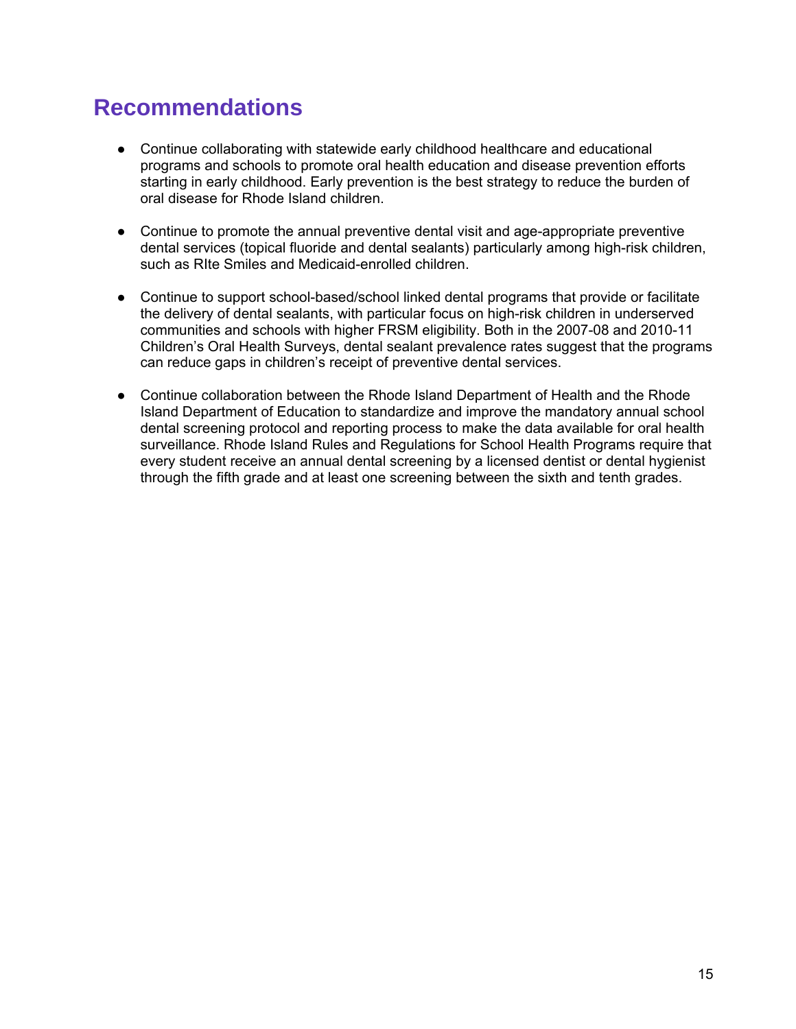## Recommendations

- Continue collaborating with statewide early childhood healthcare and educational programs and schools to promote oral health education and disease prevention efforts starting in early childhood. Early prevention is the best strategy to reduce the burden of oral disease for Rhode Island children.
- Continue to promote the annual preventive dental visit and age-appropriate preventive dental services (topical fluoride and dental sealants) particularly among high-risk children, such as RIte Smiles and Medicaid-enrolled children.
- Continue to support school-based/school linked dental programs that provide or facilitate the delivery of dental sealants, with particular focus on high-risk children in underserved communities and schools with higher FRSM eligibility. Both in the 2007-08 and 2010-11 Children's Oral Health Surveys, dental sealant prevalence rates suggest that the programs can reduce gaps in children's receipt of preventive dental services.
- Continue collaboration between the Rhode Island Department of Health and the Rhode Island Department of Education to standardize and improve the mandatory annual school dental screening protocol and reporting process to make the data available for oral health surveillance. Rhode Island Rules and Regulations for School Health Programs require that every student receive an annual dental screening by a licensed dentist or dental hygienist through the fifth grade and at least one screening between the sixth and tenth grades.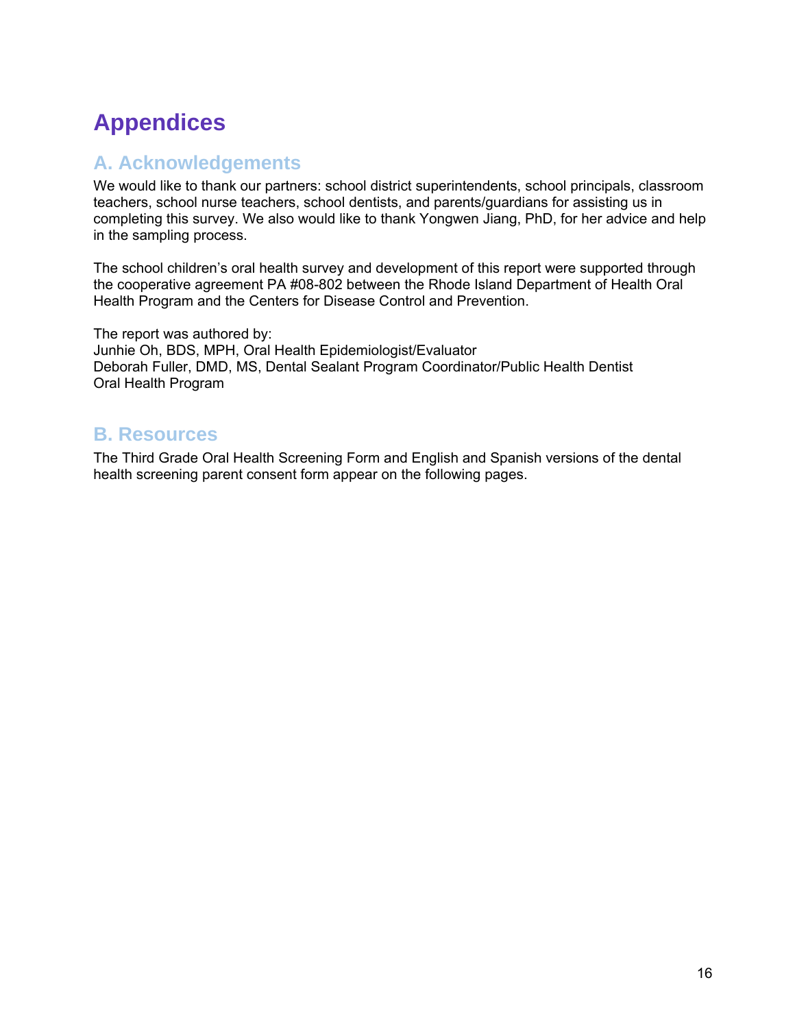# Appendices

## A. Acknowledgements

We would like to thank our partners: school district superintendents, school principals, classroom teachers, school nurse teachers, school dentists, and parents/guardians for assisting us in completing this survey. We also would like to thank Yongwen Jiang, PhD, for her advice and help in the sampling process.

The school children's oral health survey and development of this report were supported through the cooperative agreement PA #08-802 between the Rhode Island Department of Health Oral Health Program and the Centers for Disease Control and Prevention.

The report was authored by:
Junhie Oh, BDS, MPH, Oral Health Epidemiologist/Evaluator
Deborah Fuller, DMD, MS, Dental Sealant Program Coordinator/Public Health Dentist
Oral Health Program

## B. Resources

The Third Grade Oral Health Screening Form and English and Spanish versions of the dental health screening parent consent form appear on the following pages.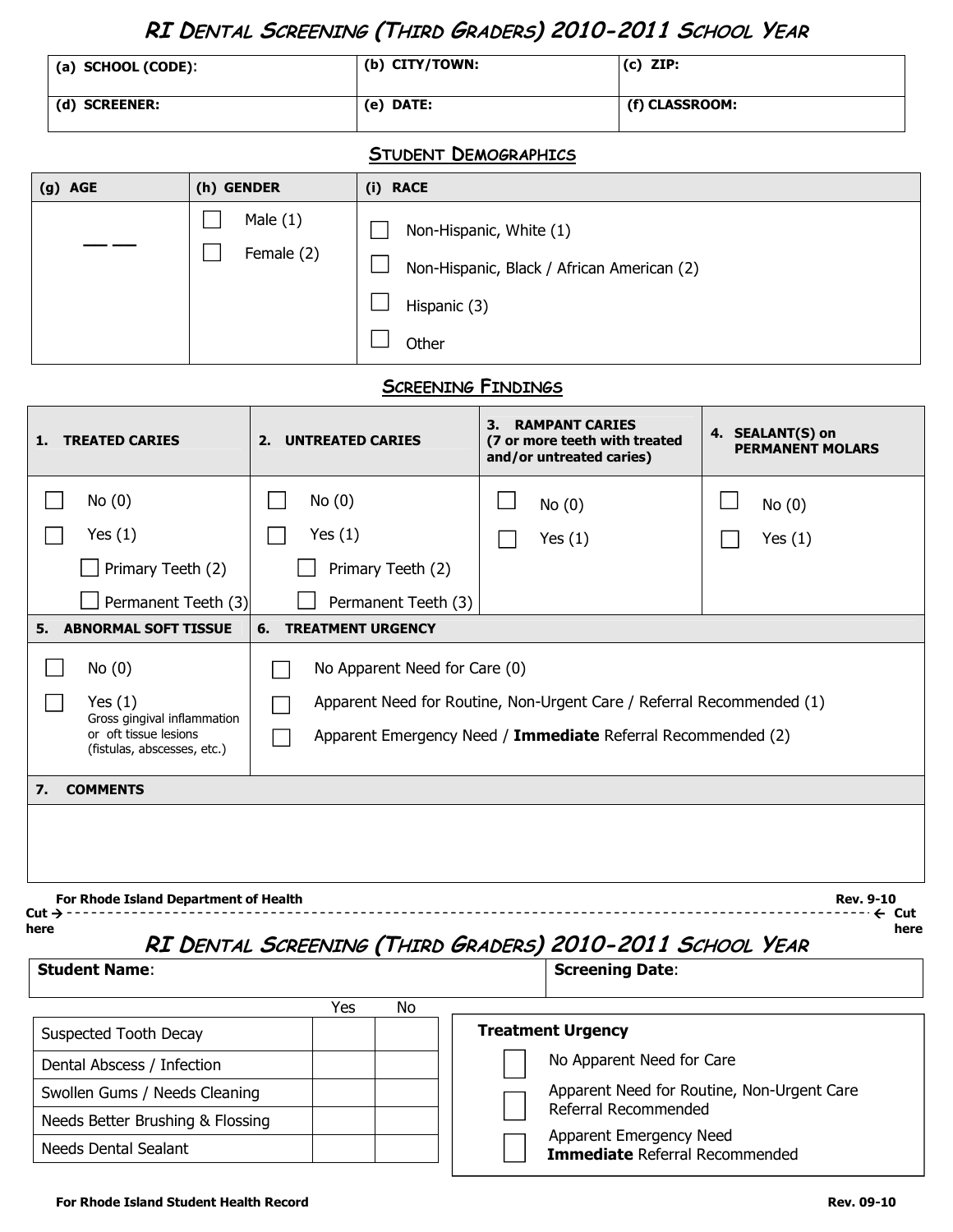# RI Dental Screening (Third Graders) 2010-2011 School Year

| (a) SCHOOL (CODE): | (b) CITY/TOWN: | (c) ZIP: |
|---|---|---|
| (d) SCREENER: | (e) DATE: | (f) CLASSROOM: |

## Student Demographics

| (g) AGE | (h) GENDER | (i) RACE |
|---|---|---|
| __ __ | ☐ Male (1)<br>☐ Female (2) | ☐ Non-Hispanic, White (1)<br>☐ Non-Hispanic, Black / African American (2)<br>☐ Hispanic (3)<br>☐ Other |

## Screening Findings

| 1. TREATED CARIES | 2. UNTREATED CARIES | 3. RAMPANT CARIES (7 or more teeth with treated and/or untreated caries) | 4. SEALANT(S) on PERMANENT MOLARS |
|---|---|---|---|
| ☐ No (0)<br>☐ Yes (1)<br>☐ Primary Teeth (2)<br>☐ Permanent Teeth (3) | ☐ No (0)<br>☐ Yes (1)<br>☐ Primary Teeth (2)<br>☐ Permanent Teeth (3) | ☐ No (0)<br>☐ Yes (1) | ☐ No (0)<br>☐ Yes (1) |

| 5. ABNORMAL SOFT TISSUE | 6. TREATMENT URGENCY |
|---|---|
| ☐ No (0)<br>☐ Yes (1) Gross gingival inflammation or oft tissue lesions (fistulas, abscesses, etc.) | ☐ No Apparent Need for Care (0)<br>☐ Apparent Need for Routine, Non-Urgent Care / Referral Recommended (1)<br>☐ Apparent Emergency Need / **Immediate** Referral Recommended (2) |

**7. COMMENTS**

For Rhode Island Department of Health — Rev. 9-10

Cut → here - - - - - - - - - - - - - - - - - - - - - - - - - - - - - - ← Cut here

# RI Dental Screening (Third Graders) 2010-2011 School Year

| **Student Name**: | **Screening Date**: |
|---|---|

| | Yes | No |
|---|---|---|
| Suspected Tooth Decay | | |
| Dental Abscess / Infection | | |
| Swollen Gums / Needs Cleaning | | |
| Needs Better Brushing & Flossing | | |
| Needs Dental Sealant | | |

**Treatment Urgency**

- ☐ No Apparent Need for Care
- ☐ Apparent Need for Routine, Non-Urgent Care Referral Recommended
- ☐ Apparent Emergency Need **Immediate** Referral Recommended

For Rhode Island Student Health Record — Rev. 09-10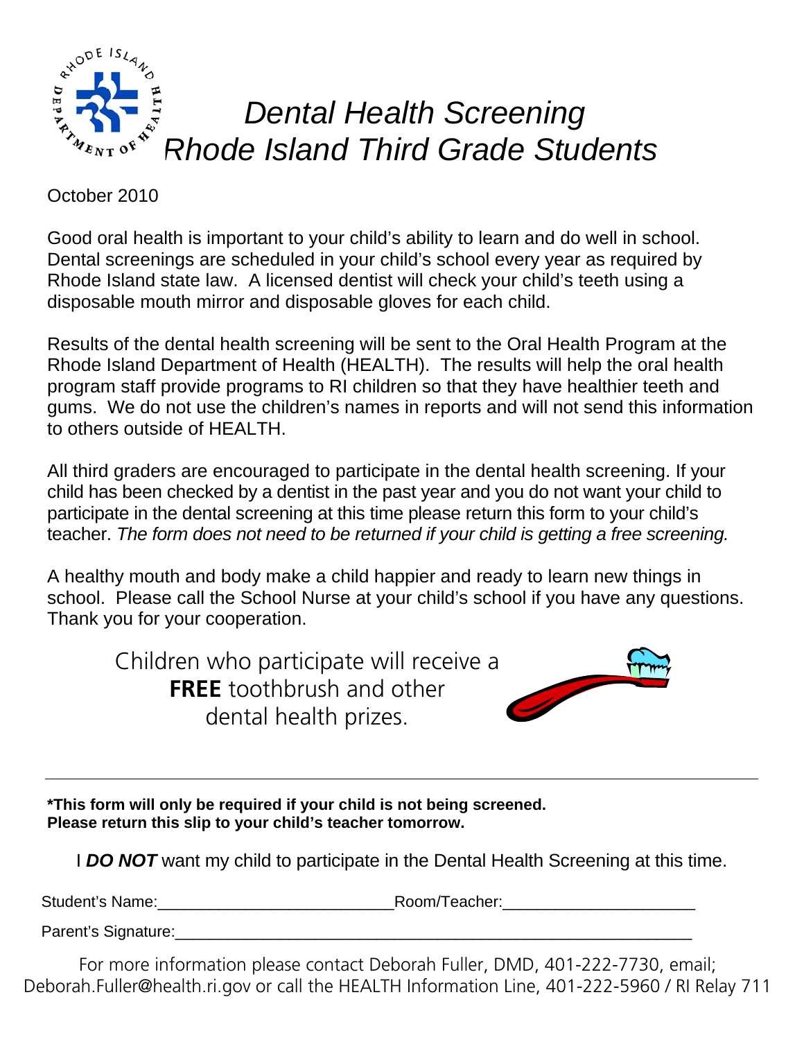# *Dental Health Screening Rhode Island Third Grade Students*

October 2010

Good oral health is important to your child's ability to learn and do well in school. Dental screenings are scheduled in your child's school every year as required by Rhode Island state law. A licensed dentist will check your child's teeth using a disposable mouth mirror and disposable gloves for each child.

Results of the dental health screening will be sent to the Oral Health Program at the Rhode Island Department of Health (HEALTH). The results will help the oral health program staff provide programs to RI children so that they have healthier teeth and gums. We do not use the children's names in reports and will not send this information to others outside of HEALTH.

All third graders are encouraged to participate in the dental health screening. If your child has been checked by a dentist in the past year and you do not want your child to participate in the dental screening at this time please return this form to your child's teacher. *The form does not need to be returned if your child is getting a free screening.*

A healthy mouth and body make a child happier and ready to learn new things in school. Please call the School Nurse at your child's school if you have any questions. Thank you for your cooperation.

Children who participate will receive a **FREE** toothbrush and other dental health prizes.

---

**\*This form will only be required if your child is not being screened.**
**Please return this slip to your child's teacher tomorrow.**

I ***DO NOT*** want my child to participate in the Dental Health Screening at this time.

Student's Name:__________________________Room/Teacher:_____________________

Parent's Signature:_________________________________________________________

For more information please contact Deborah Fuller, DMD, 401-222-7730, email; Deborah.Fuller@health.ri.gov or call the HEALTH Information Line, 401-222-5960 / RI Relay 711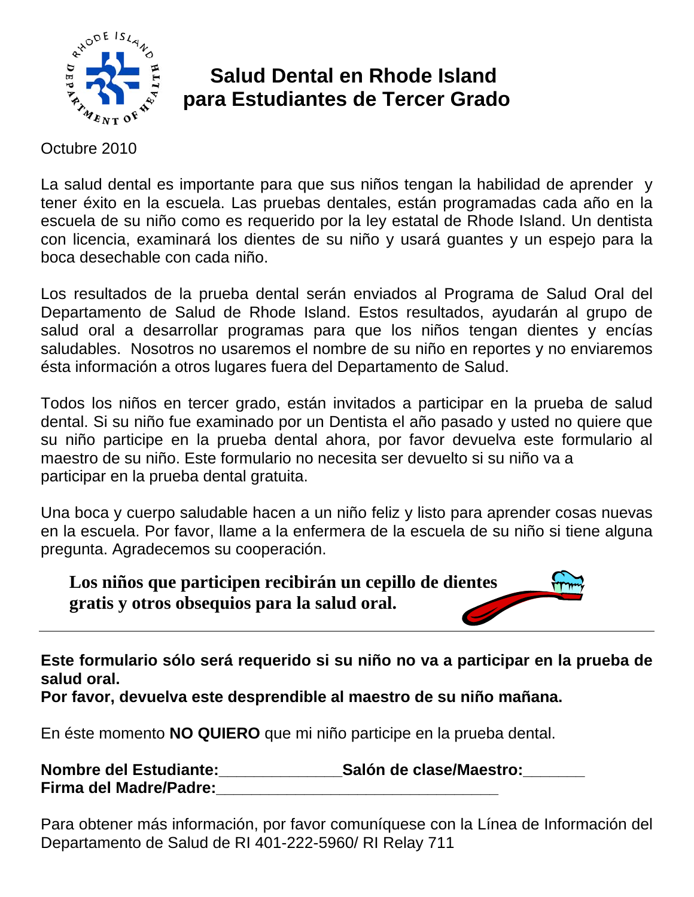# Salud Dental en Rhode Island para Estudiantes de Tercer Grado

Octubre 2010

La salud dental es importante para que sus niños tengan la habilidad de aprender y tener éxito en la escuela. Las pruebas dentales, están programadas cada año en la escuela de su niño como es requerido por la ley estatal de Rhode Island. Un dentista con licencia, examinará los dientes de su niño y usará guantes y un espejo para la boca desechable con cada niño.

Los resultados de la prueba dental serán enviados al Programa de Salud Oral del Departamento de Salud de Rhode Island. Estos resultados, ayudarán al grupo de salud oral a desarrollar programas para que los niños tengan dientes y encías saludables. Nosotros no usaremos el nombre de su niño en reportes y no enviaremos ésta información a otros lugares fuera del Departamento de Salud.

Todos los niños en tercer grado, están invitados a participar en la prueba de salud dental. Si su niño fue examinado por un Dentista el año pasado y usted no quiere que su niño participe en la prueba dental ahora, por favor devuelva este formulario al maestro de su niño. Este formulario no necesita ser devuelto si su niño va a participar en la prueba dental gratuita.

Una boca y cuerpo saludable hacen a un niño feliz y listo para aprender cosas nuevas en la escuela. Por favor, llame a la enfermera de la escuela de su niño si tiene alguna pregunta. Agradecemos su cooperación.

**Los niños que participen recibirán un cepillo de dientes gratis y otros obsequios para la salud oral.**

---

**Este formulario sólo será requerido si su niño no va a participar en la prueba de salud oral.**
**Por favor, devuelva este desprendible al maestro de su niño mañana.**

En éste momento **NO QUIERO** que mi niño participe en la prueba dental.

**Nombre del Estudiante:**______________**Salón de clase/Maestro:**_______
**Firma del Madre/Padre:**_________________________________

Para obtener más información, por favor comuníquese con la Línea de Información del Departamento de Salud de RI 401-222-5960/ RI Relay 711